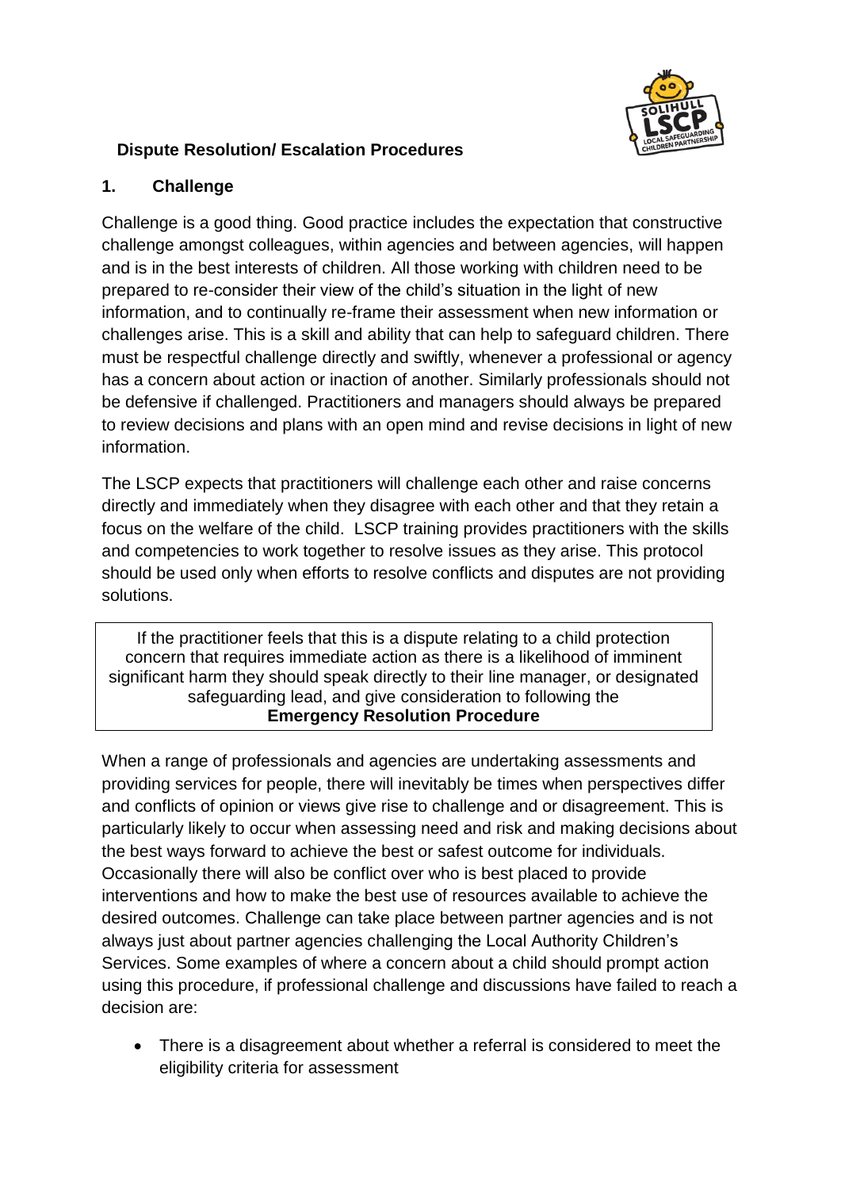## Dispute Resolution/ Escalation Procedures

### 1. Challenge

Challenge is a good thing. Good practice includes the expectation that constructive challenge amongst colleagues, within agencies and between agencies, will happen and is in the best interests of children. All those working with children need to be prepared to re-consider their view of the child's situation in the light of new information, and to continually re-frame their assessment when new information or challenges arise. This is a skill and ability that can help to safeguard children. There must be respectful challenge directly and swiftly, whenever a professional or agency has a concern about action or inaction of another. Similarly professionals should not be defensive if challenged. Practitioners and managers should always be prepared to review decisions and plans with an open mind and revise decisions in light of new information.

The LSCP expects that practitioners will challenge each other and raise concerns directly and immediately when they disagree with each other and that they retain a focus on the welfare of the child. LSCP training provides practitioners with the skills and competencies to work together to resolve issues as they arise. This protocol should be used only when efforts to resolve conflicts and disputes are not providing solutions.

> If the practitioner feels that this is a dispute relating to a child protection concern that requires immediate action as there is a likelihood of imminent significant harm they should speak directly to their line manager, or designated safeguarding lead, and give consideration to following the **Emergency Resolution Procedure**

When a range of professionals and agencies are undertaking assessments and providing services for people, there will inevitably be times when perspectives differ and conflicts of opinion or views give rise to challenge and or disagreement. This is particularly likely to occur when assessing need and risk and making decisions about the best ways forward to achieve the best or safest outcome for individuals. Occasionally there will also be conflict over who is best placed to provide interventions and how to make the best use of resources available to achieve the desired outcomes. Challenge can take place between partner agencies and is not always just about partner agencies challenging the Local Authority Children's Services. Some examples of where a concern about a child should prompt action using this procedure, if professional challenge and discussions have failed to reach a decision are:

- There is a disagreement about whether a referral is considered to meet the eligibility criteria for assessment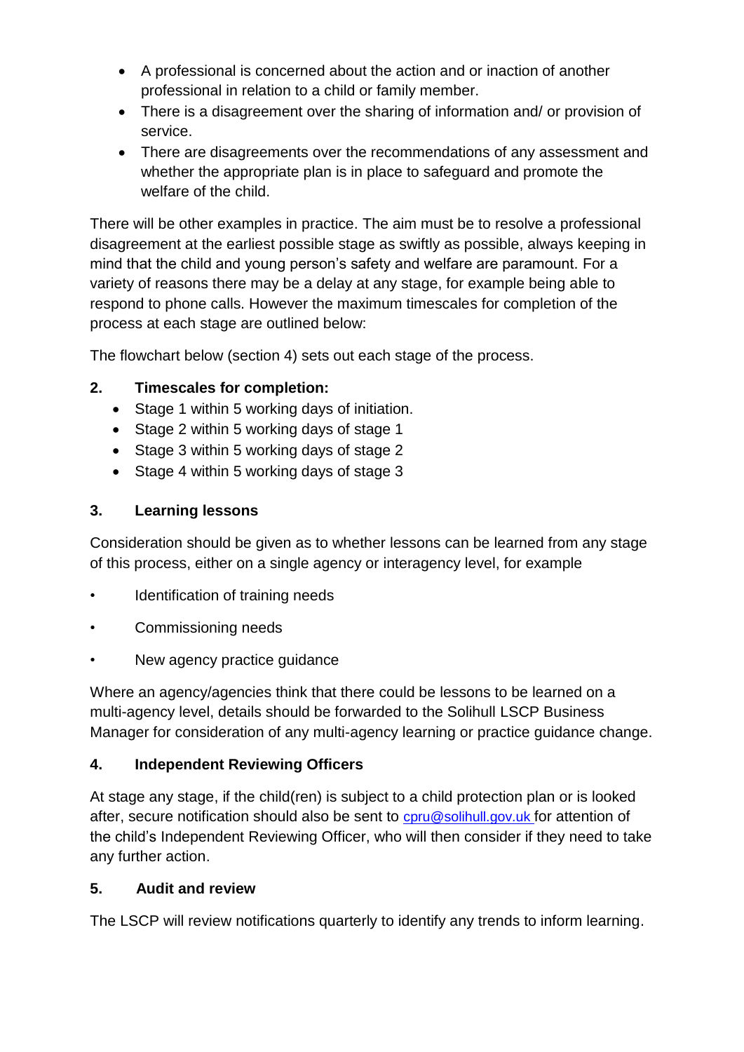- A professional is concerned about the action and or inaction of another professional in relation to a child or family member.
- There is a disagreement over the sharing of information and/ or provision of service.
- There are disagreements over the recommendations of any assessment and whether the appropriate plan is in place to safeguard and promote the welfare of the child.

There will be other examples in practice. The aim must be to resolve a professional disagreement at the earliest possible stage as swiftly as possible, always keeping in mind that the child and young person's safety and welfare are paramount. For a variety of reasons there may be a delay at any stage, for example being able to respond to phone calls. However the maximum timescales for completion of the process at each stage are outlined below:

The flowchart below (section 4) sets out each stage of the process.

## 2. Timescales for completion:

- Stage 1 within 5 working days of initiation.
- Stage 2 within 5 working days of stage 1
- Stage 3 within 5 working days of stage 2
- Stage 4 within 5 working days of stage 3

## 3. Learning lessons

Consideration should be given as to whether lessons can be learned from any stage of this process, either on a single agency or interagency level, for example

- Identification of training needs
- Commissioning needs
- New agency practice guidance

Where an agency/agencies think that there could be lessons to be learned on a multi-agency level, details should be forwarded to the Solihull LSCP Business Manager for consideration of any multi-agency learning or practice guidance change.

## 4. Independent Reviewing Officers

At stage any stage, if the child(ren) is subject to a child protection plan or is looked after, secure notification should also be sent to cpru@solihull.gov.uk for attention of the child's Independent Reviewing Officer, who will then consider if they need to take any further action.

## 5. Audit and review

The LSCP will review notifications quarterly to identify any trends to inform learning.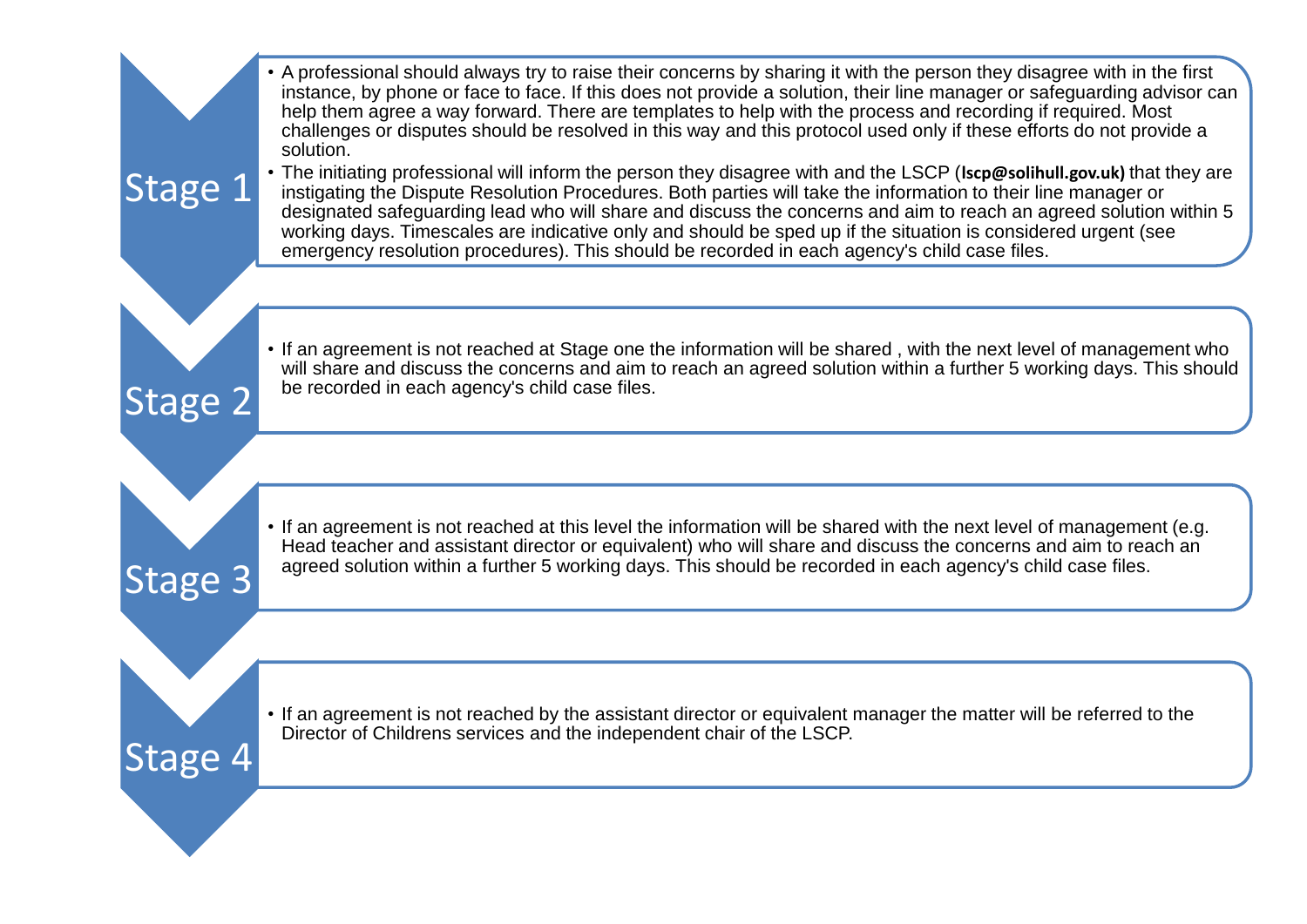## Stage 1

- A professional should always try to raise their concerns by sharing it with the person they disagree with in the first instance, by phone or face to face. If this does not provide a solution, their line manager or safeguarding advisor can help them agree a way forward. There are templates to help with the process and recording if required. Most challenges or disputes should be resolved in this way and this protocol used only if these efforts do not provide a solution.
- The initiating professional will inform the person they disagree with and the LSCP (**lscp@solihull.gov.uk**) that they are instigating the Dispute Resolution Procedures. Both parties will take the information to their line manager or designated safeguarding lead who will share and discuss the concerns and aim to reach an agreed solution within 5 working days. Timescales are indicative only and should be sped up if the situation is considered urgent (see emergency resolution procedures). This should be recorded in each agency's child case files.

## Stage 2

- If an agreement is not reached at Stage one the information will be shared , with the next level of management who will share and discuss the concerns and aim to reach an agreed solution within a further 5 working days. This should be recorded in each agency's child case files.

## Stage 3

- If an agreement is not reached at this level the information will be shared with the next level of management (e.g. Head teacher and assistant director or equivalent) who will share and discuss the concerns and aim to reach an agreed solution within a further 5 working days. This should be recorded in each agency's child case files.

## Stage 4

- If an agreement is not reached by the assistant director or equivalent manager the matter will be referred to the Director of Childrens services and the independent chair of the LSCP.